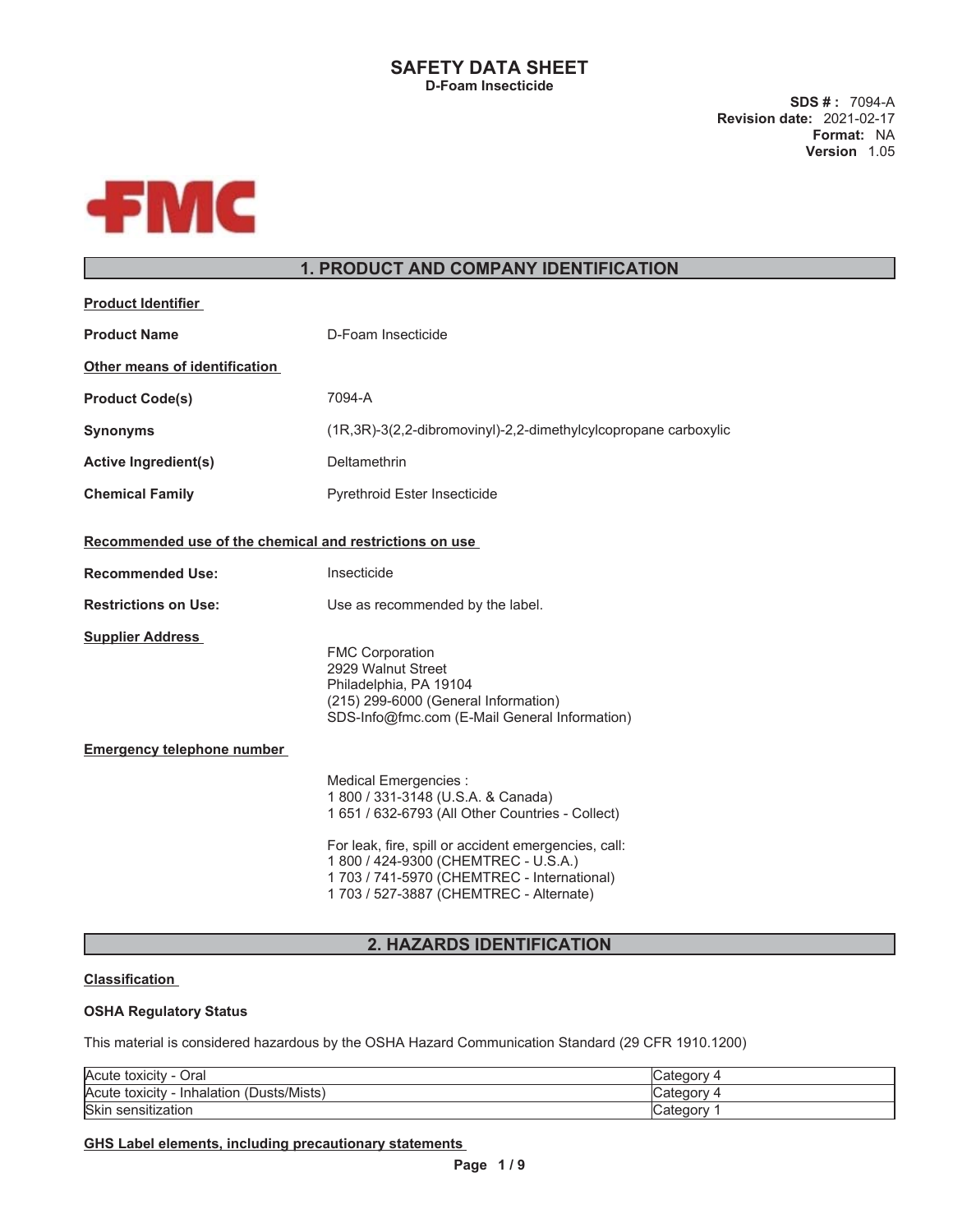# SAFETY DATA SHEET

**D-Foam Insecticide**

**SDS # :** 7094-A
**Revision date:** 2021-02-17
**Format:** NA
**Version** 1.05

## 1. PRODUCT AND COMPANY IDENTIFICATION

**Product Identifier**

**Product Name** D-Foam Insecticide

**Other means of identification**

**Product Code(s)** 7094-A

**Synonyms** (1R,3R)-3(2,2-dibromovinyl)-2,2-dimethylcylcopropane carboxylic

**Active Ingredient(s)** Deltamethrin

**Chemical Family** Pyrethroid Ester Insecticide

**Recommended use of the chemical and restrictions on use**

**Recommended Use:** Insecticide

**Restrictions on Use:** Use as recommended by the label.

**Supplier Address**

FMC Corporation
2929 Walnut Street
Philadelphia, PA 19104
(215) 299-6000 (General Information)
SDS-Info@fmc.com (E-Mail General Information)

**Emergency telephone number**

Medical Emergencies :
1 800 / 331-3148 (U.S.A. & Canada)
1 651 / 632-6793 (All Other Countries - Collect)

For leak, fire, spill or accident emergencies, call:
1 800 / 424-9300 (CHEMTREC - U.S.A.)
1 703 / 741-5970 (CHEMTREC - International)
1 703 / 527-3887 (CHEMTREC - Alternate)

## 2. HAZARDS IDENTIFICATION

**Classification**

**OSHA Regulatory Status**

This material is considered hazardous by the OSHA Hazard Communication Standard (29 CFR 1910.1200)

| | |
|---|---|
| Acute toxicity - Oral | Category 4 |
| Acute toxicity - Inhalation (Dusts/Mists) | Category 4 |
| Skin sensitization | Category 1 |

**GHS Label elements, including precautionary statements**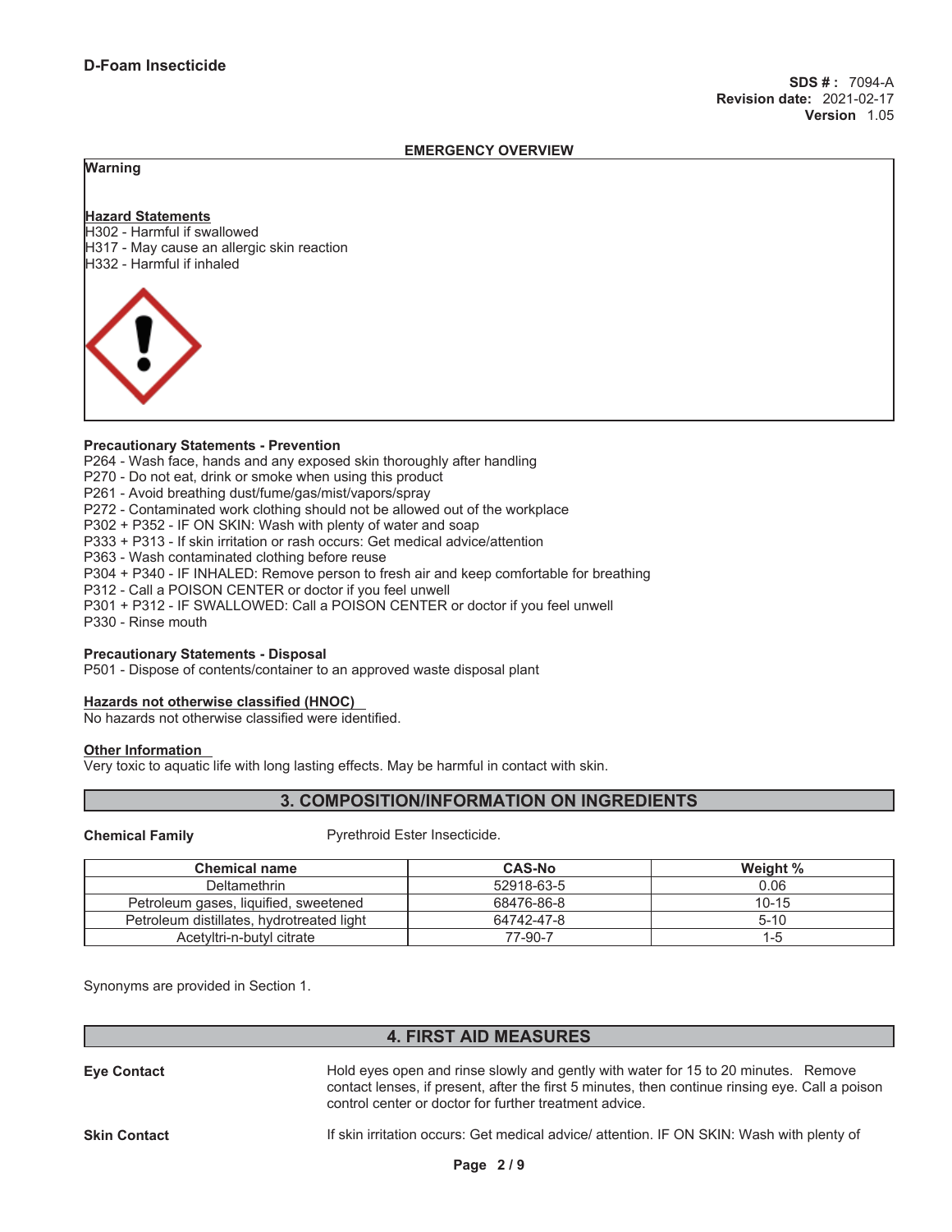**SDS # :** 7094-A
**Revision date:** 2021-02-17
**Version** 1.05

## EMERGENCY OVERVIEW

**Warning**

**Hazard Statements**
H302 - Harmful if swallowed
H317 - May cause an allergic skin reaction
H332 - Harmful if inhaled

**Precautionary Statements - Prevention**
P264 - Wash face, hands and any exposed skin thoroughly after handling
P270 - Do not eat, drink or smoke when using this product
P261 - Avoid breathing dust/fume/gas/mist/vapors/spray
P272 - Contaminated work clothing should not be allowed out of the workplace
P302 + P352 - IF ON SKIN: Wash with plenty of water and soap
P333 + P313 - If skin irritation or rash occurs: Get medical advice/attention
P363 - Wash contaminated clothing before reuse
P304 + P340 - IF INHALED: Remove person to fresh air and keep comfortable for breathing
P312 - Call a POISON CENTER or doctor if you feel unwell
P301 + P312 - IF SWALLOWED: Call a POISON CENTER or doctor if you feel unwell
P330 - Rinse mouth

**Precautionary Statements - Disposal**
P501 - Dispose of contents/container to an approved waste disposal plant

**Hazards not otherwise classified (HNOC)**
No hazards not otherwise classified were identified.

**Other Information**
Very toxic to aquatic life with long lasting effects. May be harmful in contact with skin.

## 3. COMPOSITION/INFORMATION ON INGREDIENTS

**Chemical Family** Pyrethroid Ester Insecticide.

| Chemical name | CAS-No | Weight % |
|---|---|---|
| Deltamethrin | 52918-63-5 | 0.06 |
| Petroleum gases, liquified, sweetened | 68476-86-8 | 10-15 |
| Petroleum distillates, hydrotreated light | 64742-47-8 | 5-10 |
| Acetyltri-n-butyl citrate | 77-90-7 | 1-5 |

Synonyms are provided in Section 1.

## 4. FIRST AID MEASURES

**Eye Contact** Hold eyes open and rinse slowly and gently with water for 15 to 20 minutes. Remove contact lenses, if present, after the first 5 minutes, then continue rinsing eye. Call a poison control center or doctor for further treatment advice.

**Skin Contact** If skin irritation occurs: Get medical advice/ attention. IF ON SKIN: Wash with plenty of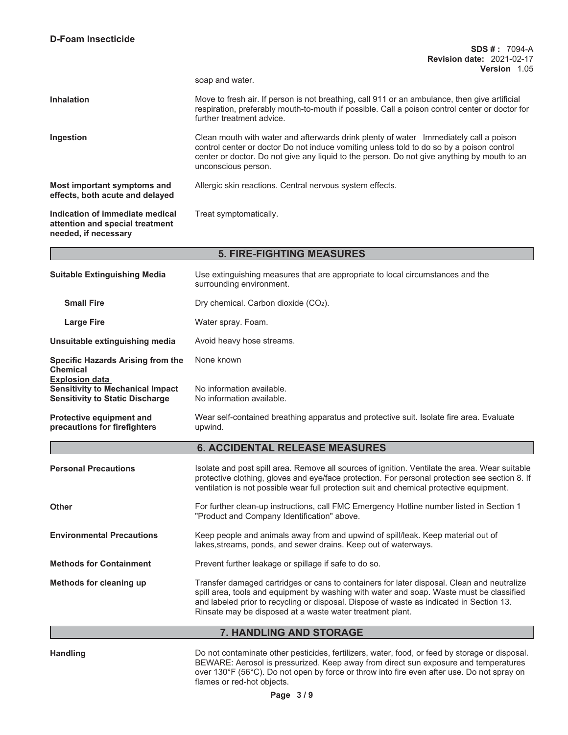soap and water.

| | |
|---|---|
| **Inhalation** | Move to fresh air. If person is not breathing, call 911 or an ambulance, then give artificial respiration, preferably mouth-to-mouth if possible. Call a poison control center or doctor for further treatment advice. |
| **Ingestion** | Clean mouth with water and afterwards drink plenty of water Immediately call a poison control center or doctor Do not induce vomiting unless told to do so by a poison control center or doctor. Do not give any liquid to the person. Do not give anything by mouth to an unconscious person. |
| **Most important symptoms and effects, both acute and delayed** | Allergic skin reactions. Central nervous system effects. |
| **Indication of immediate medical attention and special treatment needed, if necessary** | Treat symptomatically. |

## 5. FIRE-FIGHTING MEASURES

| | |
|---|---|
| **Suitable Extinguishing Media** | Use extinguishing measures that are appropriate to local circumstances and the surrounding environment. |
| **Small Fire** | Dry chemical. Carbon dioxide ($CO_2$). |
| **Large Fire** | Water spray. Foam. |
| **Unsuitable extinguishing media** | Avoid heavy hose streams. |
| **Specific Hazards Arising from the Chemical** | None known |
| **Explosion data** | |
| **Sensitivity to Mechanical Impact** | No information available. |
| **Sensitivity to Static Discharge** | No information available. |
| **Protective equipment and precautions for firefighters** | Wear self-contained breathing apparatus and protective suit. Isolate fire area. Evaluate upwind. |

## 6. ACCIDENTAL RELEASE MEASURES

| | |
|---|---|
| **Personal Precautions** | Isolate and post spill area. Remove all sources of ignition. Ventilate the area. Wear suitable protective clothing, gloves and eye/face protection. For personal protection see section 8. If ventilation is not possible wear full protection suit and chemical protective equipment. |
| **Other** | For further clean-up instructions, call FMC Emergency Hotline number listed in Section 1 "Product and Company Identification" above. |
| **Environmental Precautions** | Keep people and animals away from and upwind of spill/leak. Keep material out of lakes,streams, ponds, and sewer drains. Keep out of waterways. |
| **Methods for Containment** | Prevent further leakage or spillage if safe to do so. |
| **Methods for cleaning up** | Transfer damaged cartridges or cans to containers for later disposal. Clean and neutralize spill area, tools and equipment by washing with water and soap. Waste must be classified and labeled prior to recycling or disposal. Dispose of waste as indicated in Section 13. Rinsate may be disposed at a waste water treatment plant. |

## 7. HANDLING AND STORAGE

| | |
|---|---|
| **Handling** | Do not contaminate other pesticides, fertilizers, water, food, or feed by storage or disposal. BEWARE: Aerosol is pressurized. Keep away from direct sun exposure and temperatures over 130°F (56°C). Do not open by force or throw into fire even after use. Do not spray on flames or red-hot objects. |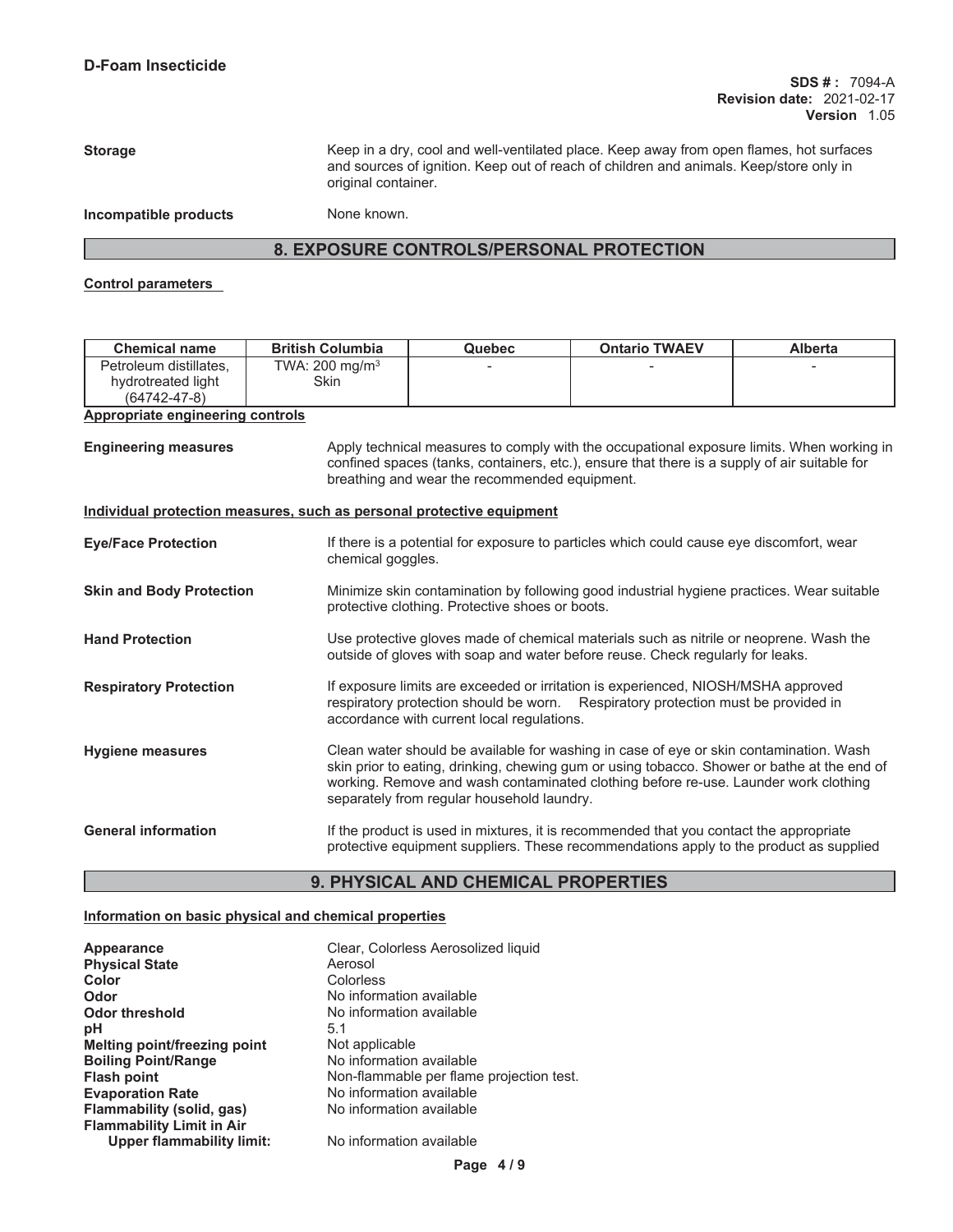**Storage** Keep in a dry, cool and well-ventilated place. Keep away from open flames, hot surfaces and sources of ignition. Keep out of reach of children and animals. Keep/store only in original container.

**Incompatible products** None known.

## 8. EXPOSURE CONTROLS/PERSONAL PROTECTION

### Control parameters

| Chemical name | British Columbia | Quebec | Ontario TWAEV | Alberta |
|---|---|---|---|---|
| Petroleum distillates, hydrotreated light (64742-47-8) | TWA: 200 $mg/m^3$ Skin | - | - | - |

### Appropriate engineering controls

**Engineering measures** Apply technical measures to comply with the occupational exposure limits. When working in confined spaces (tanks, containers, etc.), ensure that there is a supply of air suitable for breathing and wear the recommended equipment.

### Individual protection measures, such as personal protective equipment

**Eye/Face Protection** If there is a potential for exposure to particles which could cause eye discomfort, wear chemical goggles.

**Skin and Body Protection** Minimize skin contamination by following good industrial hygiene practices. Wear suitable protective clothing. Protective shoes or boots.

**Hand Protection** Use protective gloves made of chemical materials such as nitrile or neoprene. Wash the outside of gloves with soap and water before reuse. Check regularly for leaks.

**Respiratory Protection** If exposure limits are exceeded or irritation is experienced, NIOSH/MSHA approved respiratory protection should be worn. Respiratory protection must be provided in accordance with current local regulations.

**Hygiene measures** Clean water should be available for washing in case of eye or skin contamination. Wash skin prior to eating, drinking, chewing gum or using tobacco. Shower or bathe at the end of working. Remove and wash contaminated clothing before re-use. Launder work clothing separately from regular household laundry.

**General information** If the product is used in mixtures, it is recommended that you contact the appropriate protective equipment suppliers. These recommendations apply to the product as supplied

## 9. PHYSICAL AND CHEMICAL PROPERTIES

### Information on basic physical and chemical properties

**Appearance** Clear, Colorless Aerosolized liquid
**Physical State** Aerosol
**Color** Colorless
**Odor** No information available
**Odor threshold** No information available
**pH** 5.1
**Melting point/freezing point** Not applicable
**Boiling Point/Range** No information available
**Flash point** Non-flammable per flame projection test.
**Evaporation Rate** No information available
**Flammability (solid, gas)** No information available
**Flammability Limit in Air**
**Upper flammability limit:** No information available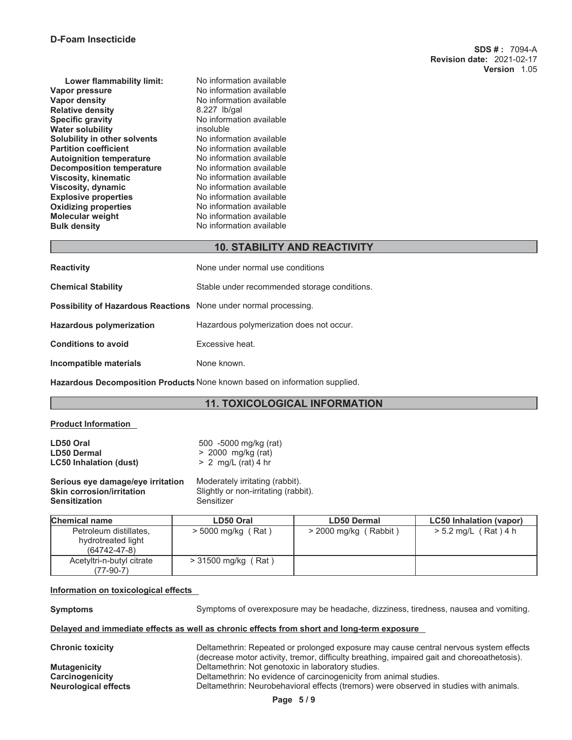| | |
|---|---|
| **Lower flammability limit:** | No information available |
| **Vapor pressure** | No information available |
| **Vapor density** | No information available |
| **Relative density** | 8.227 lb/gal |
| **Specific gravity** | No information available |
| **Water solubility** | insoluble |
| **Solubility in other solvents** | No information available |
| **Partition coefficient** | No information available |
| **Autoignition temperature** | No information available |
| **Decomposition temperature** | No information available |
| **Viscosity, kinematic** | No information available |
| **Viscosity, dynamic** | No information available |
| **Explosive properties** | No information available |
| **Oxidizing properties** | No information available |
| **Molecular weight** | No information available |
| **Bulk density** | No information available |

## 10. STABILITY AND REACTIVITY

**Reactivity** None under normal use conditions

**Chemical Stability** Stable under recommended storage conditions.

**Possibility of Hazardous Reactions** None under normal processing.

**Hazardous polymerization** Hazardous polymerization does not occur.

**Conditions to avoid** Excessive heat.

**Incompatible materials** None known.

**Hazardous Decomposition Products** None known based on information supplied.

## 11. TOXICOLOGICAL INFORMATION

**Product Information**

| | |
|---|---|
| **LD50 Oral** | 500 -5000 mg/kg (rat) |
| **LD50 Dermal** | > 2000 mg/kg (rat) |
| **LC50 Inhalation (dust)** | > 2 mg/L (rat) 4 hr |

| | |
|---|---|
| **Serious eye damage/eye irritation** | Moderately irritating (rabbit). |
| **Skin corrosion/irritation** | Slightly or non-irritating (rabbit). |
| **Sensitization** | Sensitizer |

| Chemical name | LD50 Oral | LD50 Dermal | LC50 Inhalation (vapor) |
|---|---|---|---|
| Petroleum distillates, hydrotreated light (64742-47-8) | > 5000 mg/kg ( Rat ) | > 2000 mg/kg ( Rabbit ) | > 5.2 mg/L ( Rat ) 4 h |
| Acetyltri-n-butyl citrate (77-90-7) | > 31500 mg/kg ( Rat ) | | |

**Information on toxicological effects**

**Symptoms** Symptoms of overexposure may be headache, dizziness, tiredness, nausea and vomiting.

**Delayed and immediate effects as well as chronic effects from short and long-term exposure**

**Chronic toxicity** Deltamethrin: Repeated or prolonged exposure may cause central nervous system effects (decrease motor activity, tremor, difficulty breathing, impaired gait and choreoathetosis).

**Mutagenicity** Deltamethrin: Not genotoxic in laboratory studies.

**Carcinogenicity** Deltamethrin: No evidence of carcinogenicity from animal studies.

**Neurological effects** Deltamethrin: Neurobehavioral effects (tremors) were observed in studies with animals.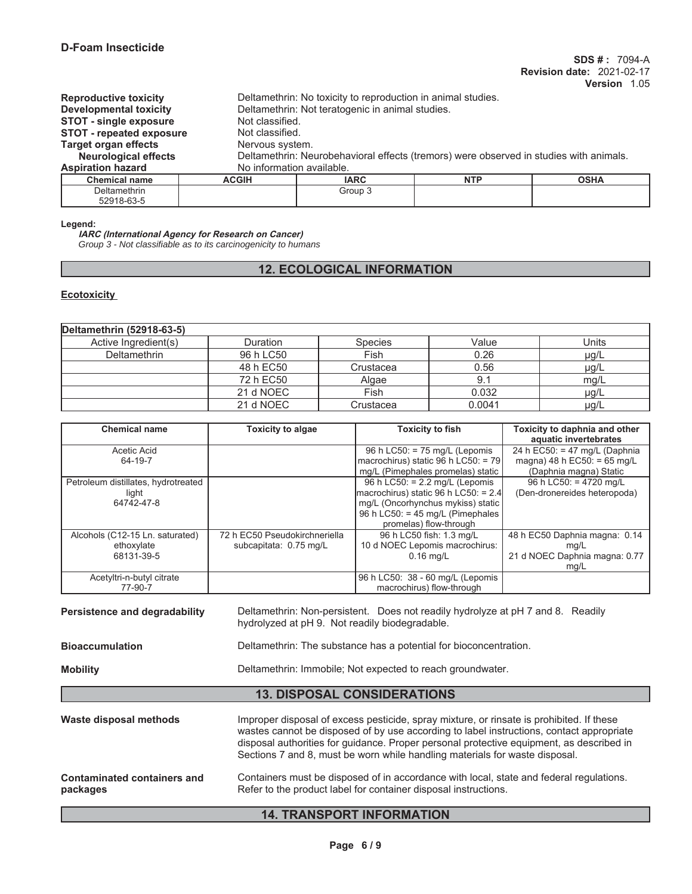| | |
|---|---|
| **Reproductive toxicity** | Deltamethrin: No toxicity to reproduction in animal studies. |
| **Developmental toxicity** | Deltamethrin: Not teratogenic in animal studies. |
| **STOT - single exposure** | Not classified. |
| **STOT - repeated exposure** | Not classified. |
| **Target organ effects** | Nervous system. |
| **Neurological effects** | Deltamethrin: Neurobehavioral effects (tremors) were observed in studies with animals. |
| **Aspiration hazard** | No information available. |

| Chemical name | ACGIH | IARC | NTP | OSHA |
|---|---|---|---|---|
| Deltamethrin 52918-63-5 | | Group 3 | | |

**Legend:**
***IARC (International Agency for Research on Cancer)***
*Group 3 - Not classifiable as to its carcinogenicity to humans*

## 12. ECOLOGICAL INFORMATION

**Ecotoxicity**

| Deltamethrin (52918-63-5) | | | | |
|---|---|---|---|---|
| Active Ingredient(s) | Duration | Species | Value | Units |
| Deltamethrin | 96 h LC50 | Fish | 0.26 | µg/L |
| | 48 h EC50 | Crustacea | 0.56 | µg/L |
| | 72 h EC50 | Algae | 9.1 | mg/L |
| | 21 d NOEC | Fish | 0.032 | µg/L |
| | 21 d NOEC | Crustacea | 0.0041 | µg/L |

| Chemical name | Toxicity to algae | Toxicity to fish | Toxicity to daphnia and other aquatic invertebrates |
|---|---|---|---|
| Acetic Acid 64-19-7 | | 96 h LC50: = 75 mg/L (Lepomis macrochirus) static 96 h LC50: = 79 mg/L (Pimephales promelas) static | 24 h EC50: = 47 mg/L (Daphnia magna) 48 h EC50: = 65 mg/L (Daphnia magna) Static |
| Petroleum distillates, hydrotreated light 64742-47-8 | | 96 h LC50: = 2.2 mg/L (Lepomis macrochirus) static 96 h LC50: = 2.4 mg/L (Oncorhynchus mykiss) static 96 h LC50: = 45 mg/L (Pimephales promelas) flow-through | 96 h LC50: = 4720 mg/L (Den-dronereides heteropoda) |
| Alcohols (C12-15 Ln. saturated) ethoxylate 68131-39-5 | 72 h EC50 Pseudokirchneriella subcapitata: 0.75 mg/L | 96 h LC50 fish: 1.3 mg/L 10 d NOEC Lepomis macrochirus: 0.16 mg/L | 48 h EC50 Daphnia magna: 0.14 mg/L 21 d NOEC Daphnia magna: 0.77 mg/L |
| Acetyltri-n-butyl citrate 77-90-7 | | 96 h LC50: 38 - 60 mg/L (Lepomis macrochirus) flow-through | |

**Persistence and degradability** Deltamethrin: Non-persistent. Does not readily hydrolyze at pH 7 and 8. Readily hydrolyzed at pH 9. Not readily biodegradable.

**Bioaccumulation** Deltamethrin: The substance has a potential for bioconcentration.

**Mobility** Deltamethrin: Immobile; Not expected to reach groundwater.

## 13. DISPOSAL CONSIDERATIONS

**Waste disposal methods** Improper disposal of excess pesticide, spray mixture, or rinsate is prohibited. If these wastes cannot be disposed of by use according to label instructions, contact appropriate disposal authorities for guidance. Proper personal protective equipment, as described in Sections 7 and 8, must be worn while handling materials for waste disposal.

**Contaminated containers and packages** Containers must be disposed of in accordance with local, state and federal regulations. Refer to the product label for container disposal instructions.

## 14. TRANSPORT INFORMATION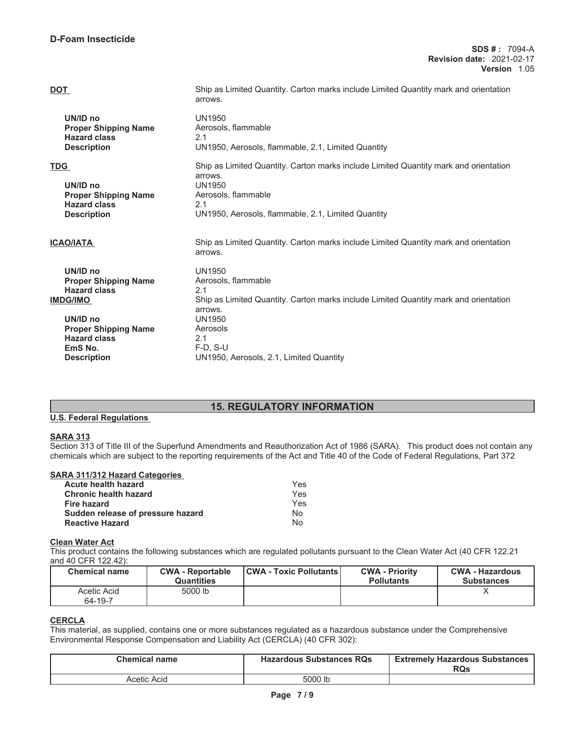**DOT**

Ship as Limited Quantity. Carton marks include Limited Quantity mark and orientation arrows.

| | |
|---|---|
| **UN/ID no** | UN1950 |
| **Proper Shipping Name** | Aerosols, flammable |
| **Hazard class** | 2.1 |
| **Description** | UN1950, Aerosols, flammable, 2.1, Limited Quantity |

**TDG**

Ship as Limited Quantity. Carton marks include Limited Quantity mark and orientation arrows.

| | |
|---|---|
| **UN/ID no** | UN1950 |
| **Proper Shipping Name** | Aerosols, flammable |
| **Hazard class** | 2.1 |
| **Description** | UN1950, Aerosols, flammable, 2.1, Limited Quantity |

**ICAO/IATA**

Ship as Limited Quantity. Carton marks include Limited Quantity mark and orientation arrows.

| | |
|---|---|
| **UN/ID no** | UN1950 |
| **Proper Shipping Name** | Aerosols, flammable |
| **Hazard class** | 2.1 |

**IMDG/IMO**

Ship as Limited Quantity. Carton marks include Limited Quantity mark and orientation arrows.

| | |
|---|---|
| **UN/ID no** | UN1950 |
| **Proper Shipping Name** | Aerosols |
| **Hazard class** | 2.1 |
| **EmS No.** | F-D, S-U |
| **Description** | UN1950, Aerosols, 2.1, Limited Quantity |

## 15. REGULATORY INFORMATION

**U.S. Federal Regulations**

**SARA 313**

Section 313 of Title III of the Superfund Amendments and Reauthorization Act of 1986 (SARA). This product does not contain any chemicals which are subject to the reporting requirements of the Act and Title 40 of the Code of Federal Regulations, Part 372

**SARA 311/312 Hazard Categories**

| | |
|---|---|
| **Acute health hazard** | Yes |
| **Chronic health hazard** | Yes |
| **Fire hazard** | Yes |
| **Sudden release of pressure hazard** | No |
| **Reactive Hazard** | No |

**Clean Water Act**

This product contains the following substances which are regulated pollutants pursuant to the Clean Water Act (40 CFR 122.21 and 40 CFR 122.42):

| Chemical name | CWA - Reportable Quantities | CWA - Toxic Pollutants | CWA - Priority Pollutants | CWA - Hazardous Substances |
|---|---|---|---|---|
| Acetic Acid 64-19-7 | 5000 lb | | | X |

**CERCLA**

This material, as supplied, contains one or more substances regulated as a hazardous substance under the Comprehensive Environmental Response Compensation and Liability Act (CERCLA) (40 CFR 302):

| Chemical name | Hazardous Substances RQs | Extremely Hazardous Substances RQs |
|---|---|---|
| Acetic Acid | 5000 lb | |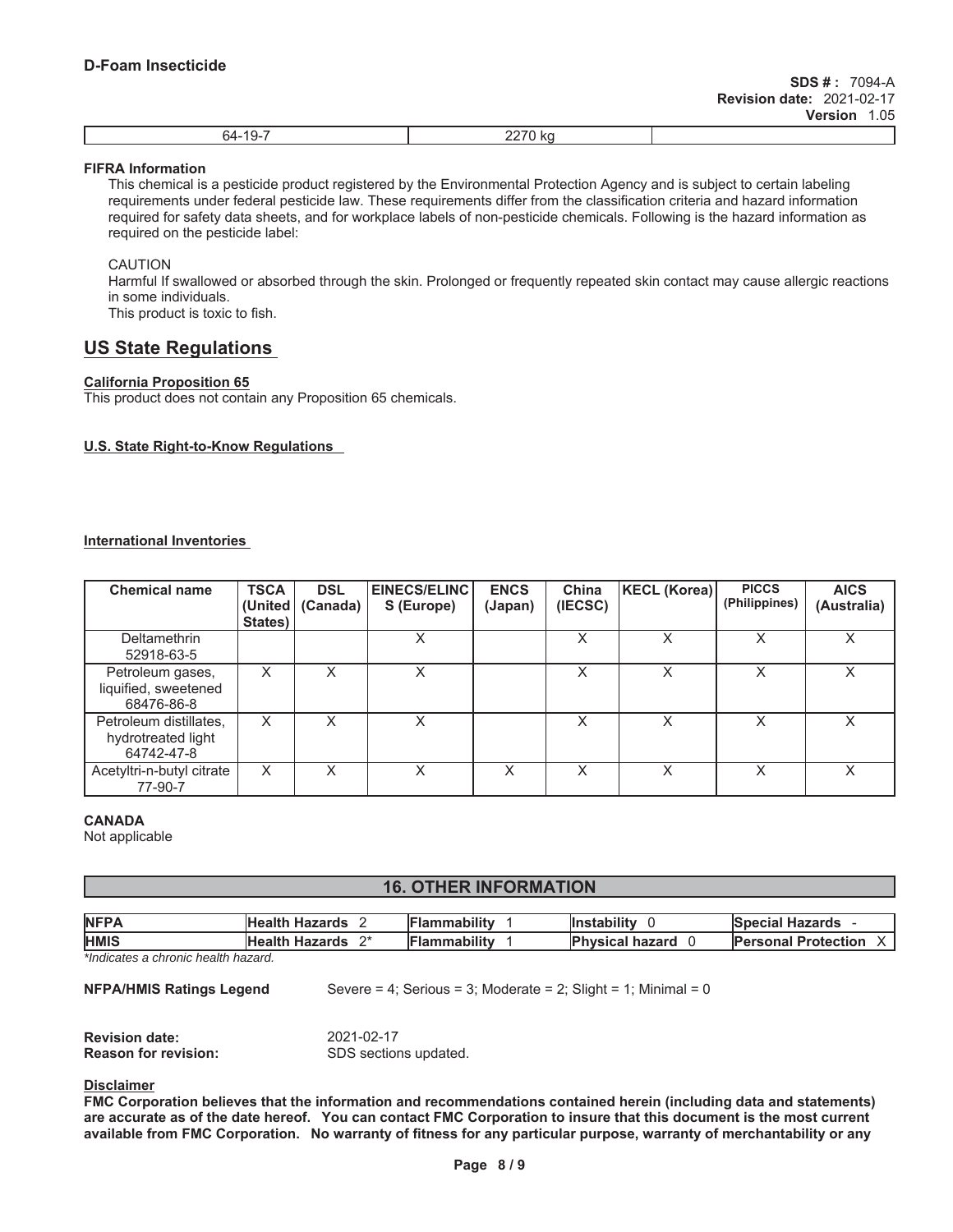| | | |
|---|---|---|
| 64-19-7 | 2270 kg | |

**FIFRA Information**

This chemical is a pesticide product registered by the Environmental Protection Agency and is subject to certain labeling requirements under federal pesticide law. These requirements differ from the classification criteria and hazard information required for safety data sheets, and for workplace labels of non-pesticide chemicals. Following is the hazard information as required on the pesticide label:

CAUTION

Harmful If swallowed or absorbed through the skin. Prolonged or frequently repeated skin contact may cause allergic reactions in some individuals.

This product is toxic to fish.

## US State Regulations

**California Proposition 65**

This product does not contain any Proposition 65 chemicals.

**U.S. State Right-to-Know Regulations**

**International Inventories**

| Chemical name | TSCA (United States) | DSL (Canada) | EINECS/ELINCS (Europe) | ENCS (Japan) | China (IECSC) | KECL (Korea) | PICCS (Philippines) | AICS (Australia) |
|---|---|---|---|---|---|---|---|---|
| Deltamethrin 52918-63-5 | | | X | | X | X | X | X |
| Petroleum gases, liquified, sweetened 68476-86-8 | X | X | X | | X | X | X | X |
| Petroleum distillates, hydrotreated light 64742-47-8 | X | X | X | | X | X | X | X |
| Acetyltri-n-butyl citrate 77-90-7 | X | X | X | X | X | X | X | X |

**CANADA**

Not applicable

## 16. OTHER INFORMATION

| | | | | |
|---|---|---|---|---|
| **NFPA** | **Health Hazards** 2 | **Flammability** 1 | **Instability** 0 | **Special Hazards** - |
| **HMIS** | **Health Hazards** 2* | **Flammability** 1 | **Physical hazard** 0 | **Personal Protection** X |

*Indicates a chronic health hazard.*

**NFPA/HMIS Ratings Legend** Severe = 4; Serious = 3; Moderate = 2; Slight = 1; Minimal = 0

**Revision date:** 2021-02-17
**Reason for revision:** SDS sections updated.

**Disclaimer**

**FMC Corporation believes that the information and recommendations contained herein (including data and statements) are accurate as of the date hereof. You can contact FMC Corporation to insure that this document is the most current available from FMC Corporation. No warranty of fitness for any particular purpose, warranty of merchantability or any**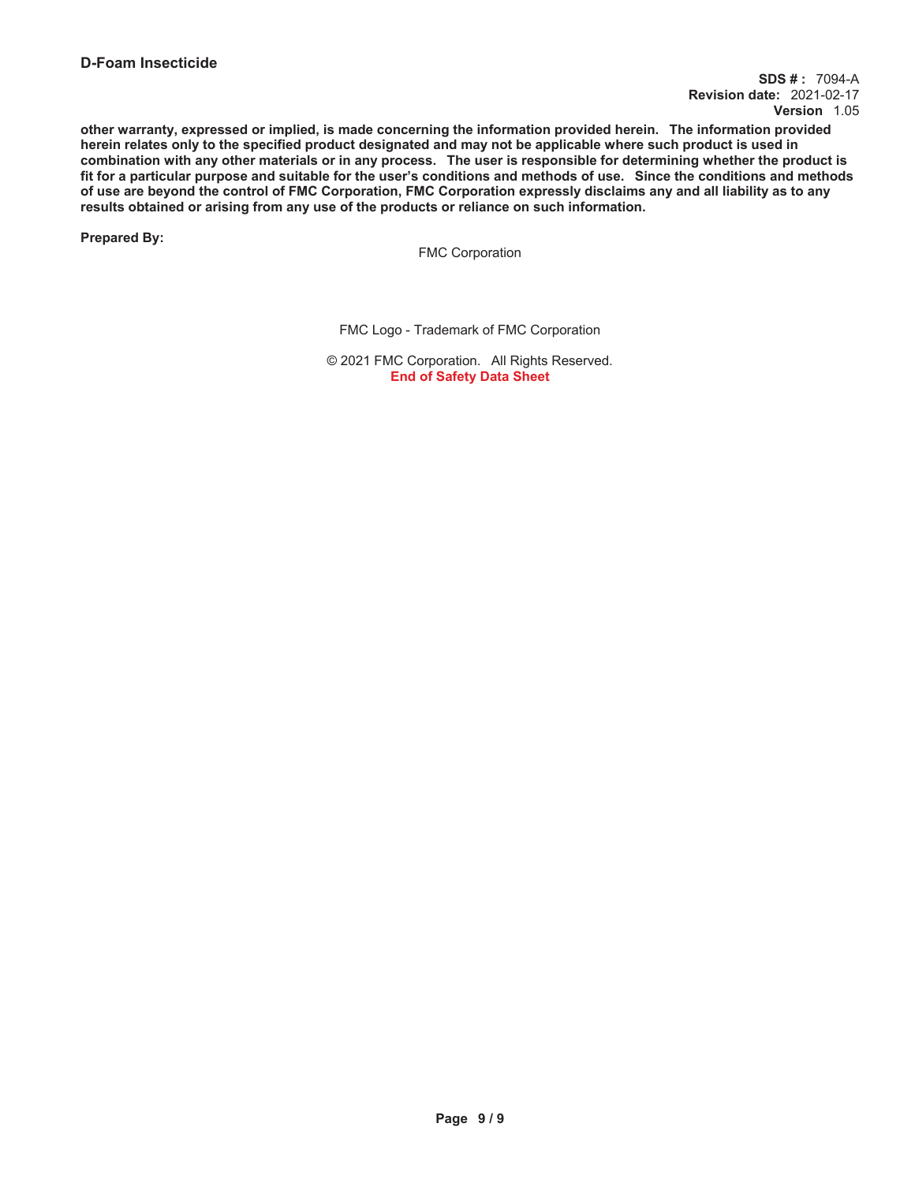**other warranty, expressed or implied, is made concerning the information provided herein. The information provided herein relates only to the specified product designated and may not be applicable where such product is used in combination with any other materials or in any process. The user is responsible for determining whether the product is fit for a particular purpose and suitable for the user's conditions and methods of use. Since the conditions and methods of use are beyond the control of FMC Corporation, FMC Corporation expressly disclaims any and all liability as to any results obtained or arising from any use of the products or reliance on such information.**

**Prepared By:**

FMC Corporation

FMC Logo - Trademark of FMC Corporation

© 2021 FMC Corporation. All Rights Reserved.

**End of Safety Data Sheet**